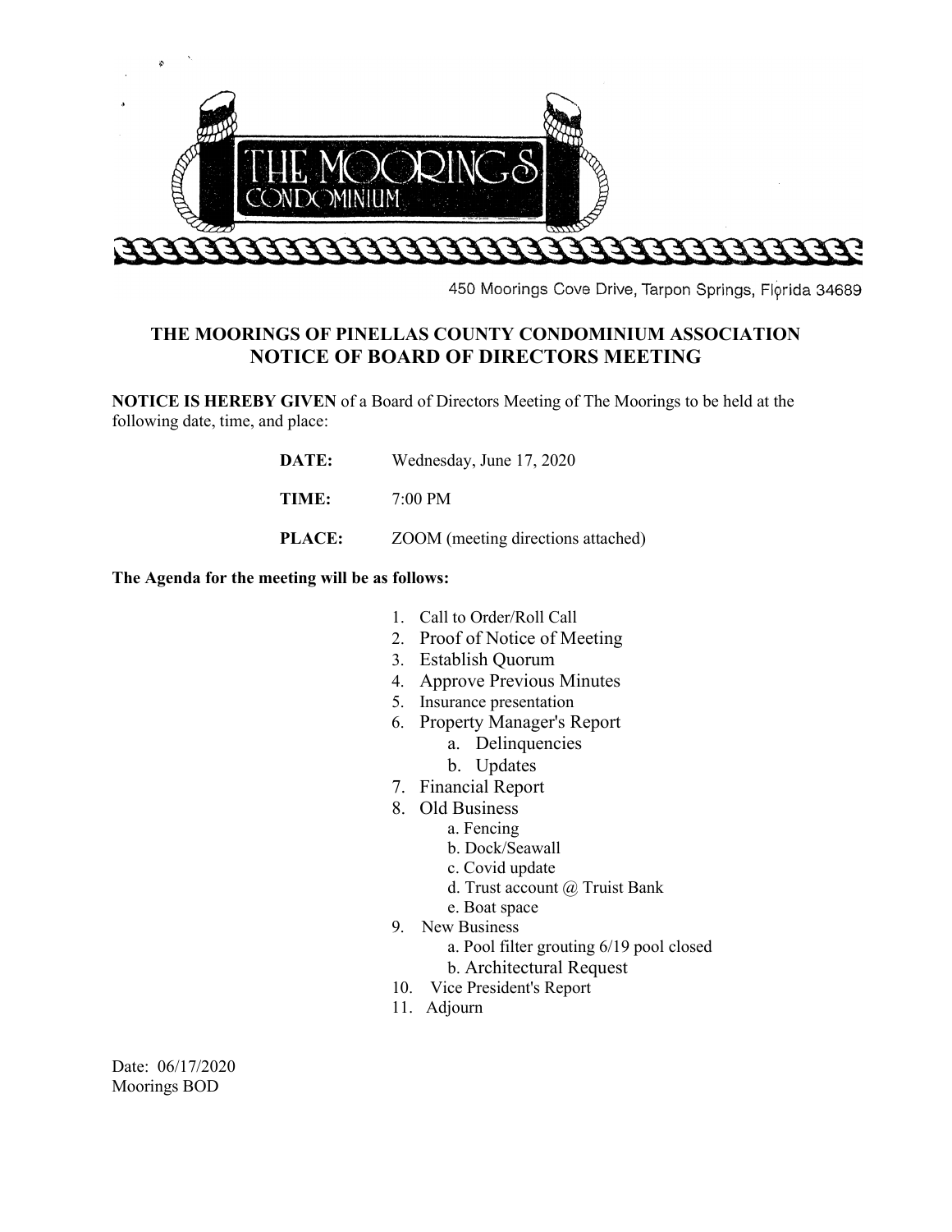# THE MOORINGS CONDOMINIUM

450 Moorings Cove Drive, Tarpon Springs, Florida 34689

## THE MOORINGS OF PINELLAS COUNTY CONDOMINIUM ASSOCIATION
## NOTICE OF BOARD OF DIRECTORS MEETING

**NOTICE IS HEREBY GIVEN** of a Board of Directors Meeting of The Moorings to be held at the following date, time, and place:

**DATE:** Wednesday, June 17, 2020

**TIME:** 7:00 PM

**PLACE:** ZOOM (meeting directions attached)

**The Agenda for the meeting will be as follows:**

1. Call to Order/Roll Call
2. Proof of Notice of Meeting
3. Establish Quorum
4. Approve Previous Minutes
5. Insurance presentation
6. Property Manager's Report
    a. Delinquencies
    b. Updates
7. Financial Report
8. Old Business
    a. Fencing
    b. Dock/Seawall
    c. Covid update
    d. Trust account @ Truist Bank
    e. Boat space
9. New Business
    a. Pool filter grouting 6/19 pool closed
    b. Architectural Request
10. Vice President's Report
11. Adjourn

Date: 06/17/2020
Moorings BOD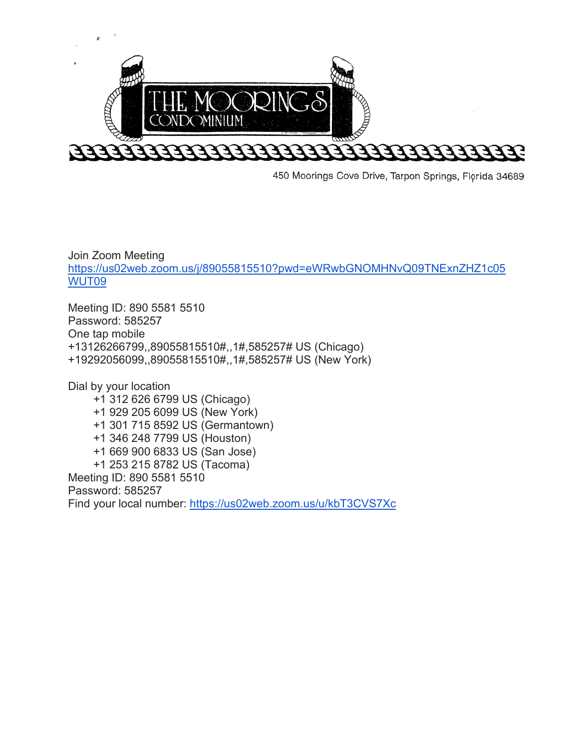THE MOORINGS CONDOMINIUM

450 Moorings Cove Drive, Tarpon Springs, Florida 34689

Join Zoom Meeting
https://us02web.zoom.us/j/89055815510?pwd=eWRwbGNOMHNvQ09TNExnZHZ1c05WUT09

Meeting ID: 890 5581 5510
Password: 585257
One tap mobile
+13126266799,,89055815510#,,1#,585257# US (Chicago)
+19292056099,,89055815510#,,1#,585257# US (New York)

Dial by your location
+1 312 626 6799 US (Chicago)
+1 929 205 6099 US (New York)
+1 301 715 8592 US (Germantown)
+1 346 248 7799 US (Houston)
+1 669 900 6833 US (San Jose)
+1 253 215 8782 US (Tacoma)
Meeting ID: 890 5581 5510
Password: 585257
Find your local number: https://us02web.zoom.us/u/kbT3CVS7Xc